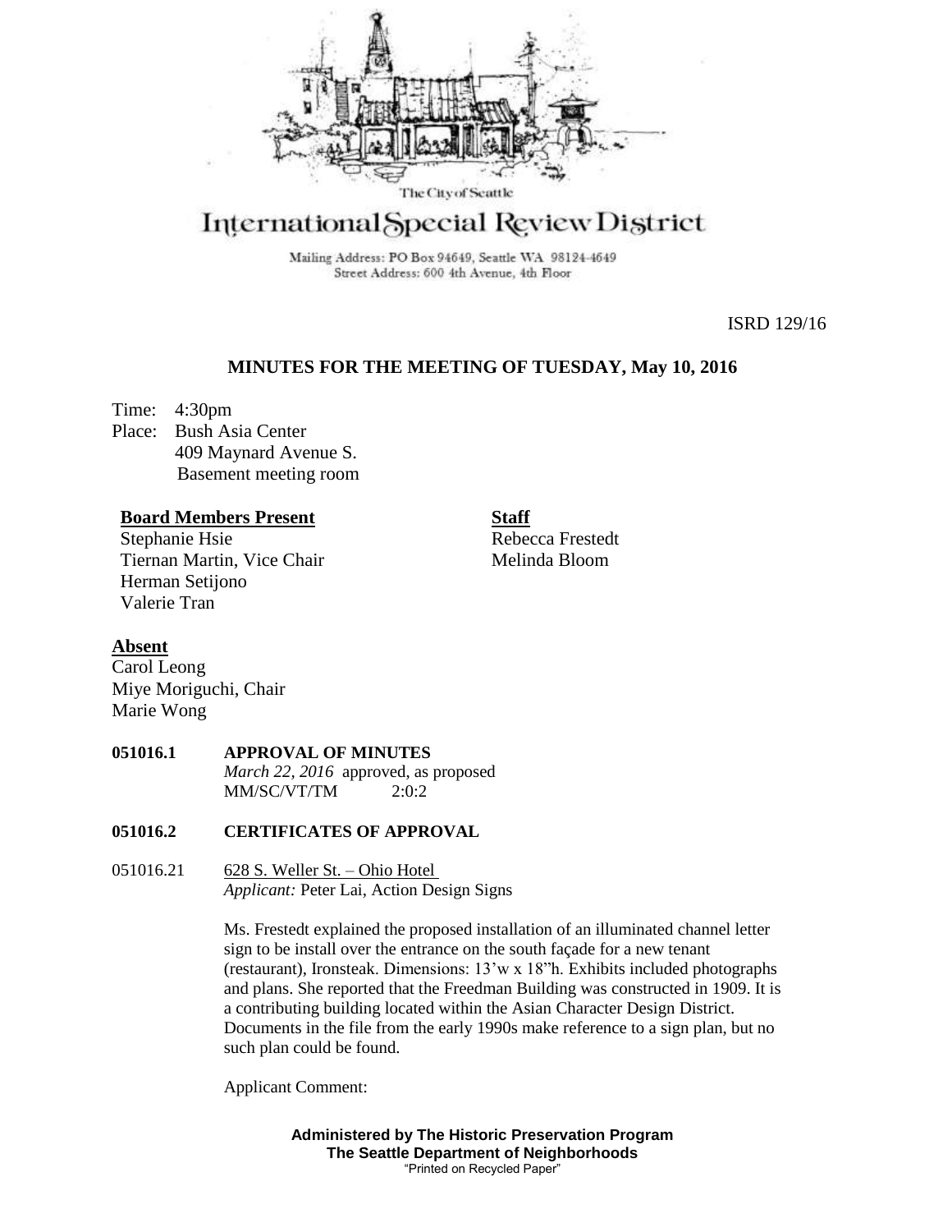The City of Seattle

# International Special Review District

Mailing Address: PO Box 94649, Seattle WA 98124-4649
Street Address: 600 4th Avenue, 4th Floor

ISRD 129/16

## MINUTES FOR THE MEETING OF TUESDAY, May 10, 2016

Time: 4:30pm
Place: Bush Asia Center
409 Maynard Avenue S.
Basement meeting room

**Board Members Present**
Stephanie Hsie
Tiernan Martin, Vice Chair
Herman Setijono
Valerie Tran

**Staff**
Rebecca Frestedt
Melinda Bloom

**Absent**
Carol Leong
Miye Moriguchi, Chair
Marie Wong

**051016.1 APPROVAL OF MINUTES**
*March 22, 2016* approved, as proposed
MM/SC/VT/TM 2:0:2

**051016.2 CERTIFICATES OF APPROVAL**

051016.21 628 S. Weller St. – Ohio Hotel
*Applicant:* Peter Lai, Action Design Signs

Ms. Frestedt explained the proposed installation of an illuminated channel letter sign to be install over the entrance on the south façade for a new tenant (restaurant), Ironsteak. Dimensions: 13'w x 18"h. Exhibits included photographs and plans. She reported that the Freedman Building was constructed in 1909. It is a contributing building located within the Asian Character Design District. Documents in the file from the early 1990s make reference to a sign plan, but no such plan could be found.

Applicant Comment:

**Administered by The Historic Preservation Program**
**The Seattle Department of Neighborhoods**
"Printed on Recycled Paper"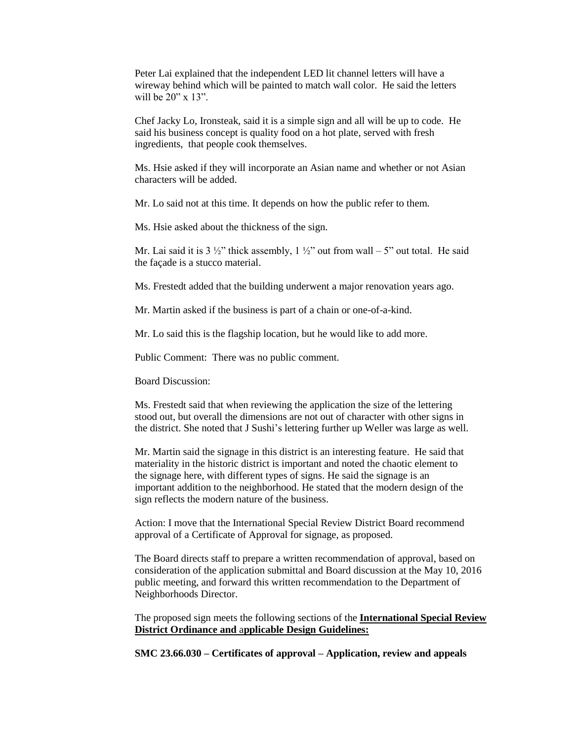Peter Lai explained that the independent LED lit channel letters will have a wireway behind which will be painted to match wall color. He said the letters will be 20" x 13".

Chef Jacky Lo, Ironsteak, said it is a simple sign and all will be up to code. He said his business concept is quality food on a hot plate, served with fresh ingredients, that people cook themselves.

Ms. Hsie asked if they will incorporate an Asian name and whether or not Asian characters will be added.

Mr. Lo said not at this time. It depends on how the public refer to them.

Ms. Hsie asked about the thickness of the sign.

Mr. Lai said it is 3 ½" thick assembly, 1 ½" out from wall – 5" out total. He said the façade is a stucco material.

Ms. Frestedt added that the building underwent a major renovation years ago.

Mr. Martin asked if the business is part of a chain or one-of-a-kind.

Mr. Lo said this is the flagship location, but he would like to add more.

Public Comment: There was no public comment.

Board Discussion:

Ms. Frestedt said that when reviewing the application the size of the lettering stood out, but overall the dimensions are not out of character with other signs in the district. She noted that J Sushi's lettering further up Weller was large as well.

Mr. Martin said the signage in this district is an interesting feature. He said that materiality in the historic district is important and noted the chaotic element to the signage here, with different types of signs. He said the signage is an important addition to the neighborhood. He stated that the modern design of the sign reflects the modern nature of the business.

Action: I move that the International Special Review District Board recommend approval of a Certificate of Approval for signage, as proposed.

The Board directs staff to prepare a written recommendation of approval, based on consideration of the application submittal and Board discussion at the May 10, 2016 public meeting, and forward this written recommendation to the Department of Neighborhoods Director.

The proposed sign meets the following sections of the **International Special Review District Ordinance and applicable Design Guidelines:**

**SMC 23.66.030 – Certificates of approval – Application, review and appeals**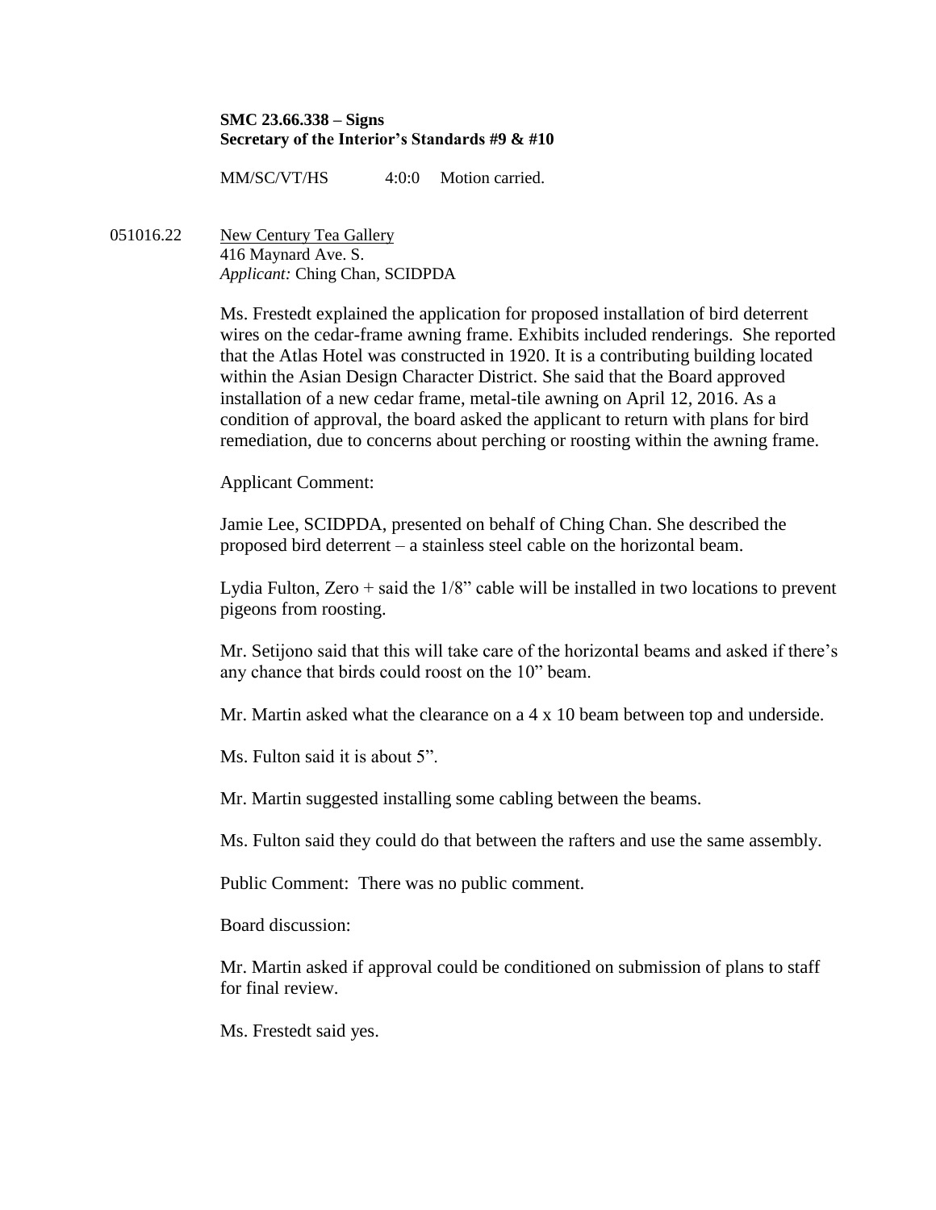**SMC 23.66.338 – Signs**
**Secretary of the Interior's Standards #9 & #10**

MM/SC/VT/HS 4:0:0 Motion carried.

051016.22 <u>New Century Tea Gallery</u>
416 Maynard Ave. S.
*Applicant:* Ching Chan, SCIDPDA

Ms. Frestedt explained the application for proposed installation of bird deterrent wires on the cedar-frame awning frame. Exhibits included renderings. She reported that the Atlas Hotel was constructed in 1920. It is a contributing building located within the Asian Design Character District. She said that the Board approved installation of a new cedar frame, metal-tile awning on April 12, 2016. As a condition of approval, the board asked the applicant to return with plans for bird remediation, due to concerns about perching or roosting within the awning frame.

Applicant Comment:

Jamie Lee, SCIDPDA, presented on behalf of Ching Chan. She described the proposed bird deterrent – a stainless steel cable on the horizontal beam.

Lydia Fulton, Zero + said the 1/8" cable will be installed in two locations to prevent pigeons from roosting.

Mr. Setijono said that this will take care of the horizontal beams and asked if there's any chance that birds could roost on the 10" beam.

Mr. Martin asked what the clearance on a 4 x 10 beam between top and underside.

Ms. Fulton said it is about 5".

Mr. Martin suggested installing some cabling between the beams.

Ms. Fulton said they could do that between the rafters and use the same assembly.

Public Comment: There was no public comment.

Board discussion:

Mr. Martin asked if approval could be conditioned on submission of plans to staff for final review.

Ms. Frestedt said yes.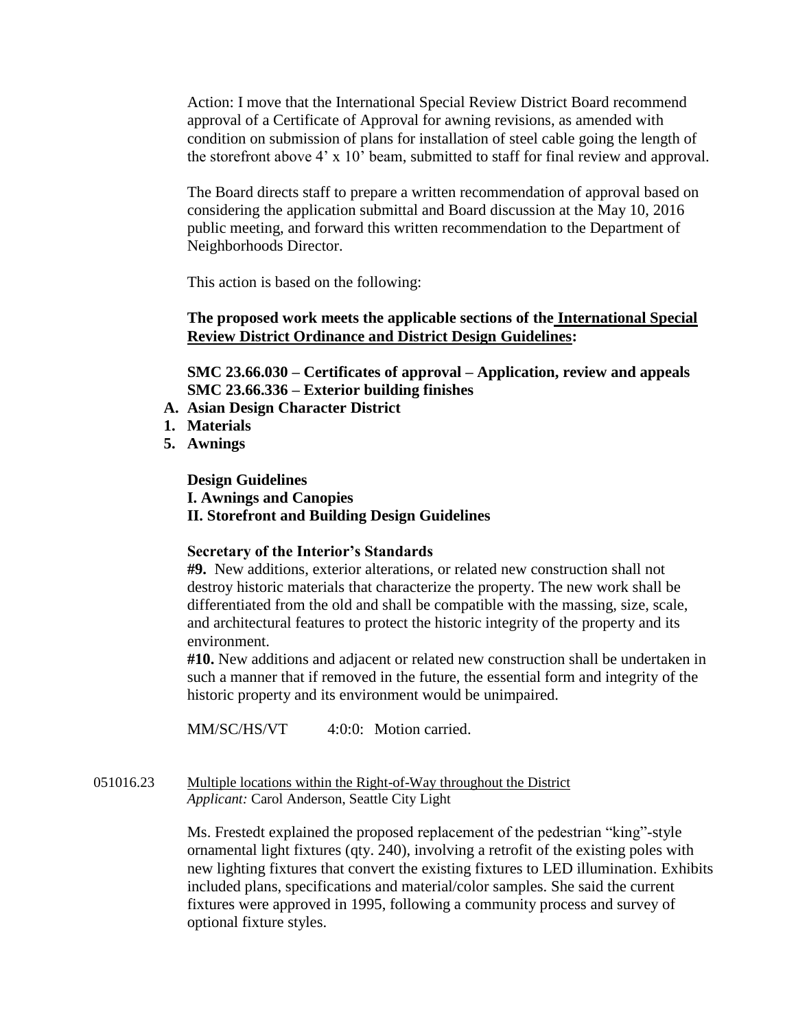Action: I move that the International Special Review District Board recommend approval of a Certificate of Approval for awning revisions, as amended with condition on submission of plans for installation of steel cable going the length of the storefront above 4' x 10' beam, submitted to staff for final review and approval.

The Board directs staff to prepare a written recommendation of approval based on considering the application submittal and Board discussion at the May 10, 2016 public meeting, and forward this written recommendation to the Department of Neighborhoods Director.

This action is based on the following:

**The proposed work meets the applicable sections of the International Special Review District Ordinance and District Design Guidelines:**

**SMC 23.66.030 – Certificates of approval – Application, review and appeals**
**SMC 23.66.336 – Exterior building finishes**

**A. Asian Design Character District**
**1. Materials**
**5. Awnings**

**Design Guidelines**
**I. Awnings and Canopies**
**II. Storefront and Building Design Guidelines**

**Secretary of the Interior's Standards**

**#9.** New additions, exterior alterations, or related new construction shall not destroy historic materials that characterize the property. The new work shall be differentiated from the old and shall be compatible with the massing, size, scale, and architectural features to protect the historic integrity of the property and its environment.

**#10.** New additions and adjacent or related new construction shall be undertaken in such a manner that if removed in the future, the essential form and integrity of the historic property and its environment would be unimpaired.

MM/SC/HS/VT 4:0:0: Motion carried.

051016.23 Multiple locations within the Right-of-Way throughout the District
*Applicant:* Carol Anderson, Seattle City Light

Ms. Frestedt explained the proposed replacement of the pedestrian "king"-style ornamental light fixtures (qty. 240), involving a retrofit of the existing poles with new lighting fixtures that convert the existing fixtures to LED illumination. Exhibits included plans, specifications and material/color samples. She said the current fixtures were approved in 1995, following a community process and survey of optional fixture styles.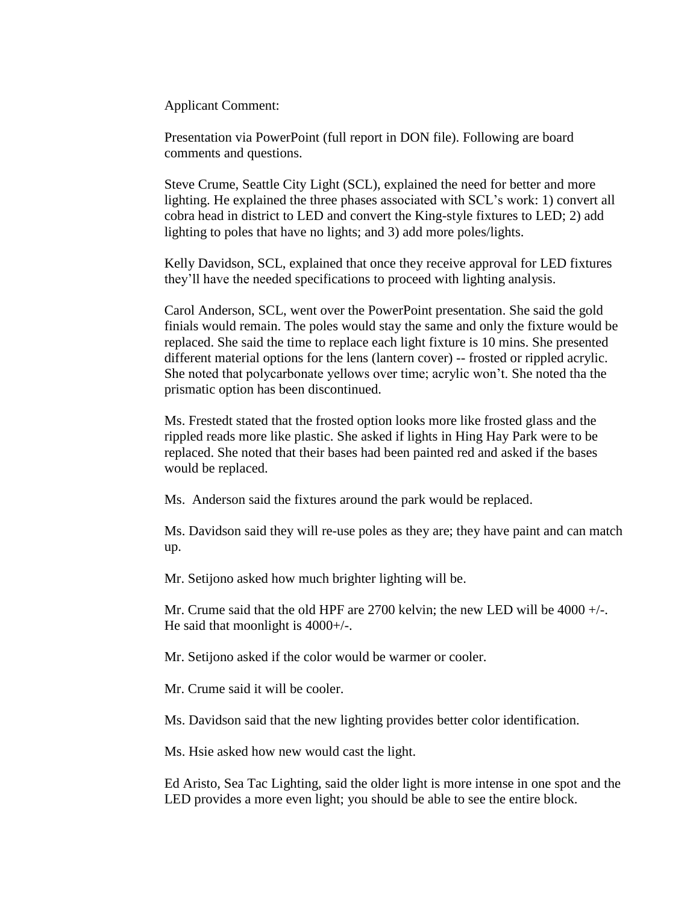Applicant Comment:

Presentation via PowerPoint (full report in DON file). Following are board comments and questions.

Steve Crume, Seattle City Light (SCL), explained the need for better and more lighting. He explained the three phases associated with SCL's work: 1) convert all cobra head in district to LED and convert the King-style fixtures to LED; 2) add lighting to poles that have no lights; and 3) add more poles/lights.

Kelly Davidson, SCL, explained that once they receive approval for LED fixtures they'll have the needed specifications to proceed with lighting analysis.

Carol Anderson, SCL, went over the PowerPoint presentation. She said the gold finials would remain. The poles would stay the same and only the fixture would be replaced. She said the time to replace each light fixture is 10 mins. She presented different material options for the lens (lantern cover) -- frosted or rippled acrylic. She noted that polycarbonate yellows over time; acrylic won't. She noted tha the prismatic option has been discontinued.

Ms. Frestedt stated that the frosted option looks more like frosted glass and the rippled reads more like plastic. She asked if lights in Hing Hay Park were to be replaced. She noted that their bases had been painted red and asked if the bases would be replaced.

Ms. Anderson said the fixtures around the park would be replaced.

Ms. Davidson said they will re-use poles as they are; they have paint and can match up.

Mr. Setijono asked how much brighter lighting will be.

Mr. Crume said that the old HPF are 2700 kelvin; the new LED will be 4000 +/-. He said that moonlight is 4000+/-.

Mr. Setijono asked if the color would be warmer or cooler.

Mr. Crume said it will be cooler.

Ms. Davidson said that the new lighting provides better color identification.

Ms. Hsie asked how new would cast the light.

Ed Aristo, Sea Tac Lighting, said the older light is more intense in one spot and the LED provides a more even light; you should be able to see the entire block.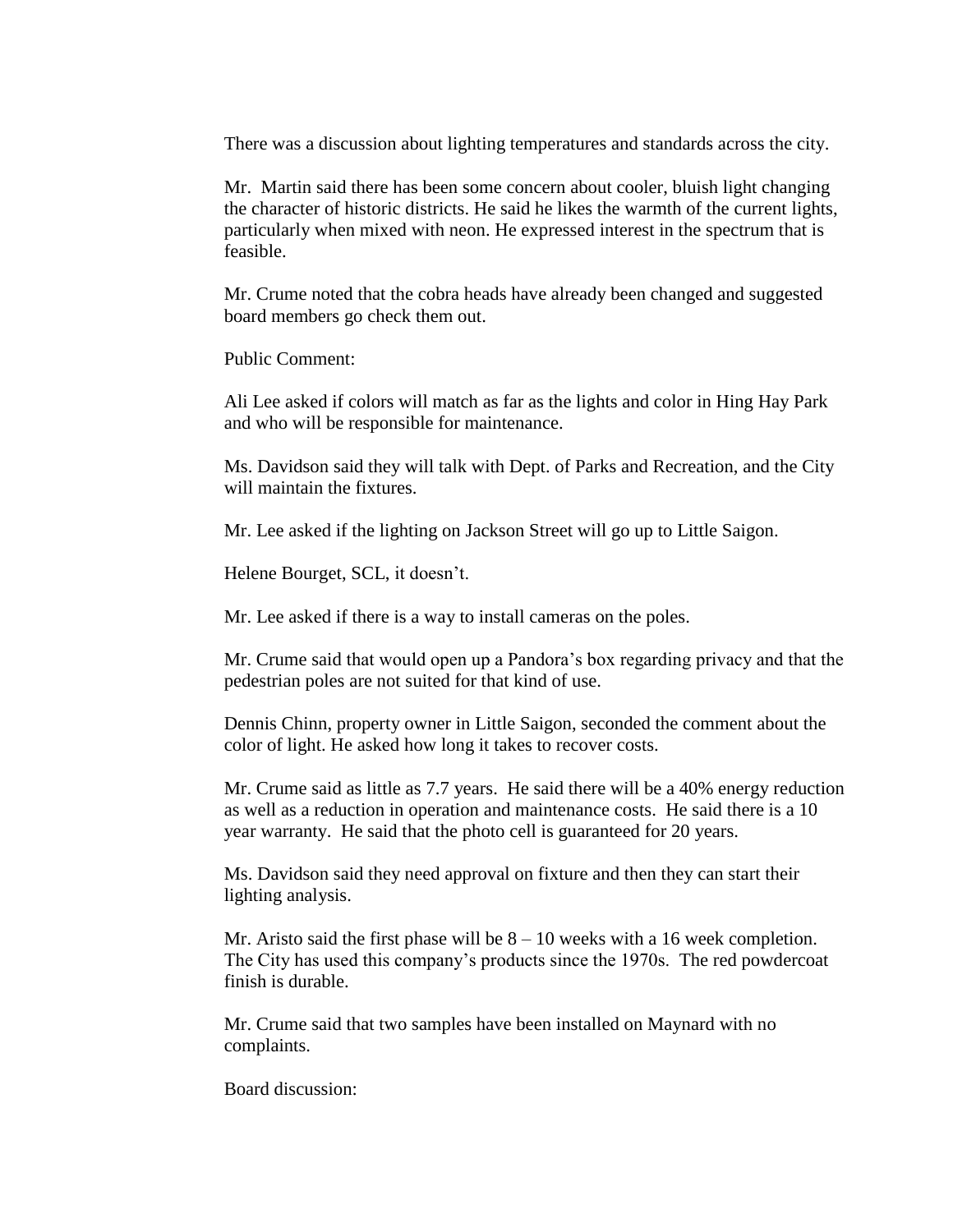There was a discussion about lighting temperatures and standards across the city.

Mr. Martin said there has been some concern about cooler, bluish light changing the character of historic districts. He said he likes the warmth of the current lights, particularly when mixed with neon. He expressed interest in the spectrum that is feasible.

Mr. Crume noted that the cobra heads have already been changed and suggested board members go check them out.

Public Comment:

Ali Lee asked if colors will match as far as the lights and color in Hing Hay Park and who will be responsible for maintenance.

Ms. Davidson said they will talk with Dept. of Parks and Recreation, and the City will maintain the fixtures.

Mr. Lee asked if the lighting on Jackson Street will go up to Little Saigon.

Helene Bourget, SCL, it doesn't.

Mr. Lee asked if there is a way to install cameras on the poles.

Mr. Crume said that would open up a Pandora's box regarding privacy and that the pedestrian poles are not suited for that kind of use.

Dennis Chinn, property owner in Little Saigon, seconded the comment about the color of light. He asked how long it takes to recover costs.

Mr. Crume said as little as 7.7 years. He said there will be a 40% energy reduction as well as a reduction in operation and maintenance costs. He said there is a 10 year warranty. He said that the photo cell is guaranteed for 20 years.

Ms. Davidson said they need approval on fixture and then they can start their lighting analysis.

Mr. Aristo said the first phase will be 8 – 10 weeks with a 16 week completion. The City has used this company's products since the 1970s. The red powdercoat finish is durable.

Mr. Crume said that two samples have been installed on Maynard with no complaints.

Board discussion: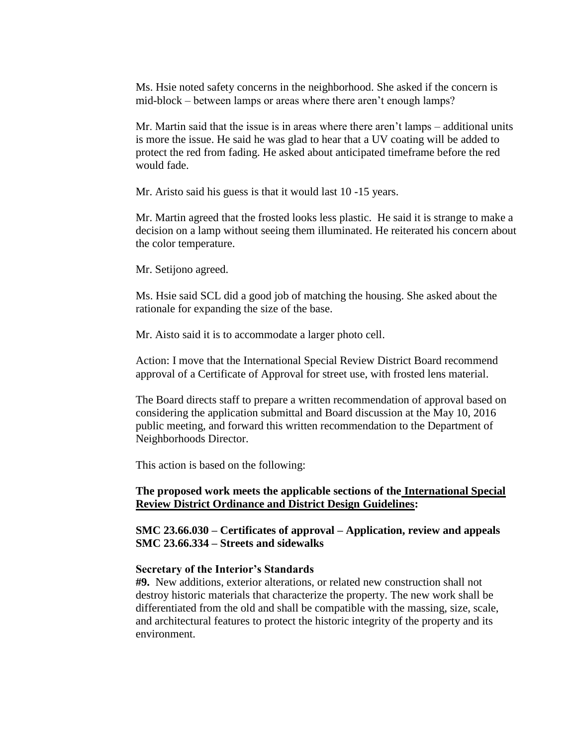Ms. Hsie noted safety concerns in the neighborhood. She asked if the concern is mid-block – between lamps or areas where there aren't enough lamps?

Mr. Martin said that the issue is in areas where there aren't lamps – additional units is more the issue. He said he was glad to hear that a UV coating will be added to protect the red from fading. He asked about anticipated timeframe before the red would fade.

Mr. Aristo said his guess is that it would last 10 -15 years.

Mr. Martin agreed that the frosted looks less plastic. He said it is strange to make a decision on a lamp without seeing them illuminated. He reiterated his concern about the color temperature.

Mr. Setijono agreed.

Ms. Hsie said SCL did a good job of matching the housing. She asked about the rationale for expanding the size of the base.

Mr. Aisto said it is to accommodate a larger photo cell.

Action: I move that the International Special Review District Board recommend approval of a Certificate of Approval for street use, with frosted lens material.

The Board directs staff to prepare a written recommendation of approval based on considering the application submittal and Board discussion at the May 10, 2016 public meeting, and forward this written recommendation to the Department of Neighborhoods Director.

This action is based on the following:

**The proposed work meets the applicable sections of the <u>International Special Review District Ordinance and District Design Guidelines</u>:**

**SMC 23.66.030 – Certificates of approval – Application, review and appeals**
**SMC 23.66.334 – Streets and sidewalks**

**Secretary of the Interior's Standards**
**#9.** New additions, exterior alterations, or related new construction shall not destroy historic materials that characterize the property. The new work shall be differentiated from the old and shall be compatible with the massing, size, scale, and architectural features to protect the historic integrity of the property and its environment.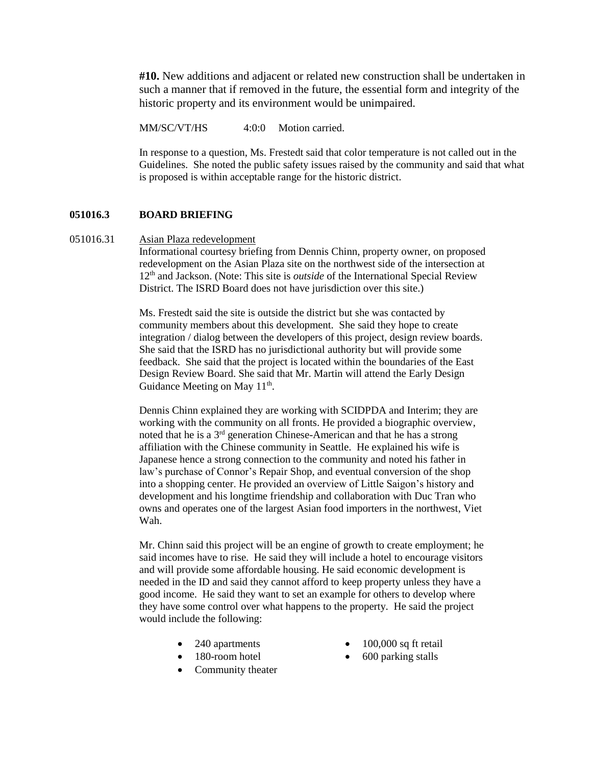**#10.** New additions and adjacent or related new construction shall be undertaken in such a manner that if removed in the future, the essential form and integrity of the historic property and its environment would be unimpaired.

MM/SC/VT/HS 4:0:0 Motion carried.

In response to a question, Ms. Frestedt said that color temperature is not called out in the Guidelines. She noted the public safety issues raised by the community and said that what is proposed is within acceptable range for the historic district.

## 051016.3 BOARD BRIEFING

051016.31 Asian Plaza redevelopment

Informational courtesy briefing from Dennis Chinn, property owner, on proposed redevelopment on the Asian Plaza site on the northwest side of the intersection at 12th and Jackson. (Note: This site is *outside* of the International Special Review District. The ISRD Board does not have jurisdiction over this site.)

Ms. Frestedt said the site is outside the district but she was contacted by community members about this development. She said they hope to create integration / dialog between the developers of this project, design review boards. She said that the ISRD has no jurisdictional authority but will provide some feedback. She said that the project is located within the boundaries of the East Design Review Board. She said that Mr. Martin will attend the Early Design Guidance Meeting on May 11th.

Dennis Chinn explained they are working with SCIDPDA and Interim; they are working with the community on all fronts. He provided a biographic overview, noted that he is a 3rd generation Chinese-American and that he has a strong affiliation with the Chinese community in Seattle. He explained his wife is Japanese hence a strong connection to the community and noted his father in law's purchase of Connor's Repair Shop, and eventual conversion of the shop into a shopping center. He provided an overview of Little Saigon's history and development and his longtime friendship and collaboration with Duc Tran who owns and operates one of the largest Asian food importers in the northwest, Viet Wah.

Mr. Chinn said this project will be an engine of growth to create employment; he said incomes have to rise. He said they will include a hotel to encourage visitors and will provide some affordable housing. He said economic development is needed in the ID and said they cannot afford to keep property unless they have a good income. He said they want to set an example for others to develop where they have some control over what happens to the property. He said the project would include the following:

- 240 apartments
- 180-room hotel
- Community theater
- 100,000 sq ft retail
- 600 parking stalls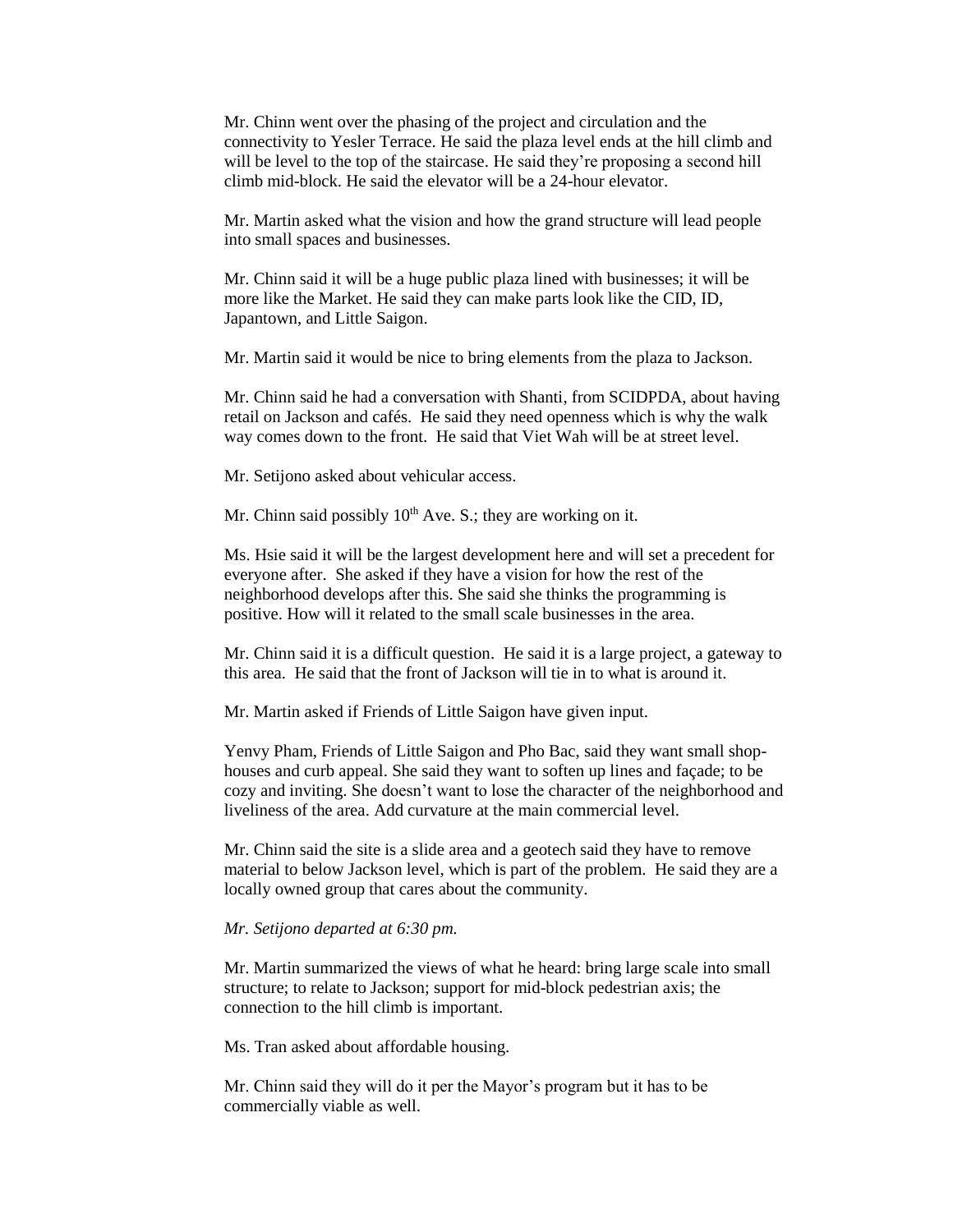Mr. Chinn went over the phasing of the project and circulation and the connectivity to Yesler Terrace. He said the plaza level ends at the hill climb and will be level to the top of the staircase. He said they're proposing a second hill climb mid-block. He said the elevator will be a 24-hour elevator.

Mr. Martin asked what the vision and how the grand structure will lead people into small spaces and businesses.

Mr. Chinn said it will be a huge public plaza lined with businesses; it will be more like the Market. He said they can make parts look like the CID, ID, Japantown, and Little Saigon.

Mr. Martin said it would be nice to bring elements from the plaza to Jackson.

Mr. Chinn said he had a conversation with Shanti, from SCIDPDA, about having retail on Jackson and cafés. He said they need openness which is why the walk way comes down to the front. He said that Viet Wah will be at street level.

Mr. Setijono asked about vehicular access.

Mr. Chinn said possibly 10th Ave. S.; they are working on it.

Ms. Hsie said it will be the largest development here and will set a precedent for everyone after. She asked if they have a vision for how the rest of the neighborhood develops after this. She said she thinks the programming is positive. How will it related to the small scale businesses in the area.

Mr. Chinn said it is a difficult question. He said it is a large project, a gateway to this area. He said that the front of Jackson will tie in to what is around it.

Mr. Martin asked if Friends of Little Saigon have given input.

Yenvy Pham, Friends of Little Saigon and Pho Bac, said they want small shop-houses and curb appeal. She said they want to soften up lines and façade; to be cozy and inviting. She doesn't want to lose the character of the neighborhood and liveliness of the area. Add curvature at the main commercial level.

Mr. Chinn said the site is a slide area and a geotech said they have to remove material to below Jackson level, which is part of the problem. He said they are a locally owned group that cares about the community.

*Mr. Setijono departed at 6:30 pm.*

Mr. Martin summarized the views of what he heard: bring large scale into small structure; to relate to Jackson; support for mid-block pedestrian axis; the connection to the hill climb is important.

Ms. Tran asked about affordable housing.

Mr. Chinn said they will do it per the Mayor's program but it has to be commercially viable as well.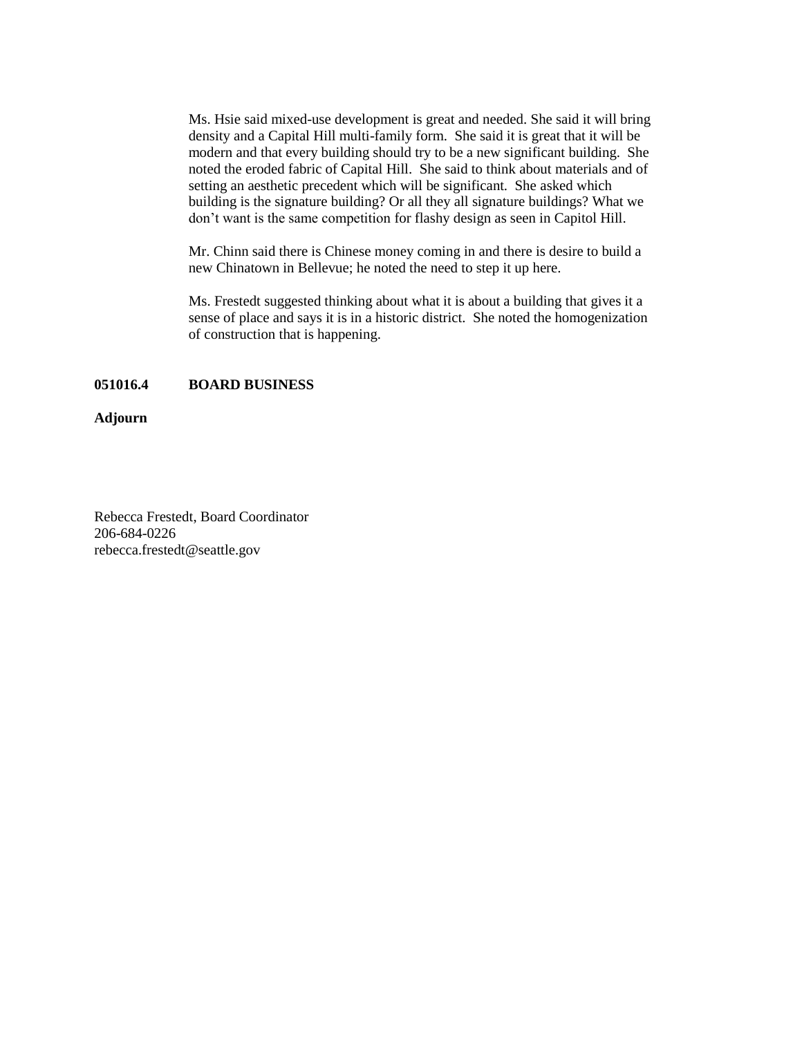Ms. Hsie said mixed-use development is great and needed. She said it will bring density and a Capital Hill multi-family form. She said it is great that it will be modern and that every building should try to be a new significant building. She noted the eroded fabric of Capital Hill. She said to think about materials and of setting an aesthetic precedent which will be significant. She asked which building is the signature building? Or all they all signature buildings? What we don't want is the same competition for flashy design as seen in Capitol Hill.

Mr. Chinn said there is Chinese money coming in and there is desire to build a new Chinatown in Bellevue; he noted the need to step it up here.

Ms. Frestedt suggested thinking about what it is about a building that gives it a sense of place and says it is in a historic district. She noted the homogenization of construction that is happening.

**051016.4 BOARD BUSINESS**

**Adjourn**

Rebecca Frestedt, Board Coordinator
206-684-0226
rebecca.frestedt@seattle.gov